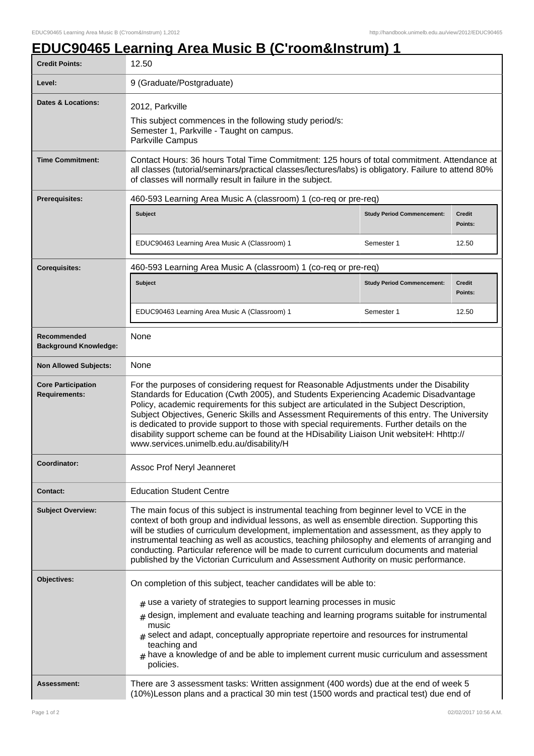# EDUC90465 Learning Area Music B (C'room&Instrum) 1

| | |
|---|---|
| **Credit Points:** | 12.50 |
| **Level:** | 9 (Graduate/Postgraduate) |
| **Dates & Locations:** | 2012, Parkville<br>This subject commences in the following study period/s:<br>Semester 1, Parkville - Taught on campus.<br>Parkville Campus |
| **Time Commitment:** | Contact Hours: 36 hours Total Time Commitment: 125 hours of total commitment. Attendance at all classes (tutorial/seminars/practical classes/lectures/labs) is obligatory. Failure to attend 80% of classes will normally result in failure in the subject. |
| **Prerequisites:** | 460-593 Learning Area Music A (classroom) 1 (co-req or pre-req)<br>Subject: EDUC90463 Learning Area Music A (Classroom) 1 — Study Period Commencement: Semester 1 — Credit Points: 12.50 |
| **Corequisites:** | 460-593 Learning Area Music A (classroom) 1 (co-req or pre-req)<br>Subject: EDUC90463 Learning Area Music A (Classroom) 1 — Study Period Commencement: Semester 1 — Credit Points: 12.50 |
| **Recommended Background Knowledge:** | None |
| **Non Allowed Subjects:** | None |
| **Core Participation Requirements:** | For the purposes of considering request for Reasonable Adjustments under the Disability Standards for Education (Cwth 2005), and Students Experiencing Academic Disadvantage Policy, academic requirements for this subject are articulated in the Subject Description, Subject Objectives, Generic Skills and Assessment Requirements of this entry. The University is dedicated to provide support to those with special requirements. Further details on the disability support scheme can be found at the HDisability Liaison Unit websiteH: Hhttp://www.services.unimelb.edu.au/disability/H |
| **Coordinator:** | Assoc Prof Neryl Jeanneret |
| **Contact:** | Education Student Centre |
| **Subject Overview:** | The main focus of this subject is instrumental teaching from beginner level to VCE in the context of both group and individual lessons, as well as ensemble direction. Supporting this will be studies of curriculum development, implementation and assessment, as they apply to instrumental teaching as well as acoustics, teaching philosophy and elements of arranging and conducting. Particular reference will be made to current curriculum documents and material published by the Victorian Curriculum and Assessment Authority on music performance. |
| **Objectives:** | On completion of this subject, teacher candidates will be able to:<br># use a variety of strategies to support learning processes in music<br># design, implement and evaluate teaching and learning programs suitable for instrumental music<br># select and adapt, conceptually appropriate repertoire and resources for instrumental teaching and<br># have a knowledge of and be able to implement current music curriculum and assessment policies. |
| **Assessment:** | There are 3 assessment tasks: Written assignment (400 words) due at the end of week 5 (10%)Lesson plans and a practical 30 min test (1500 words and practical test) due end of |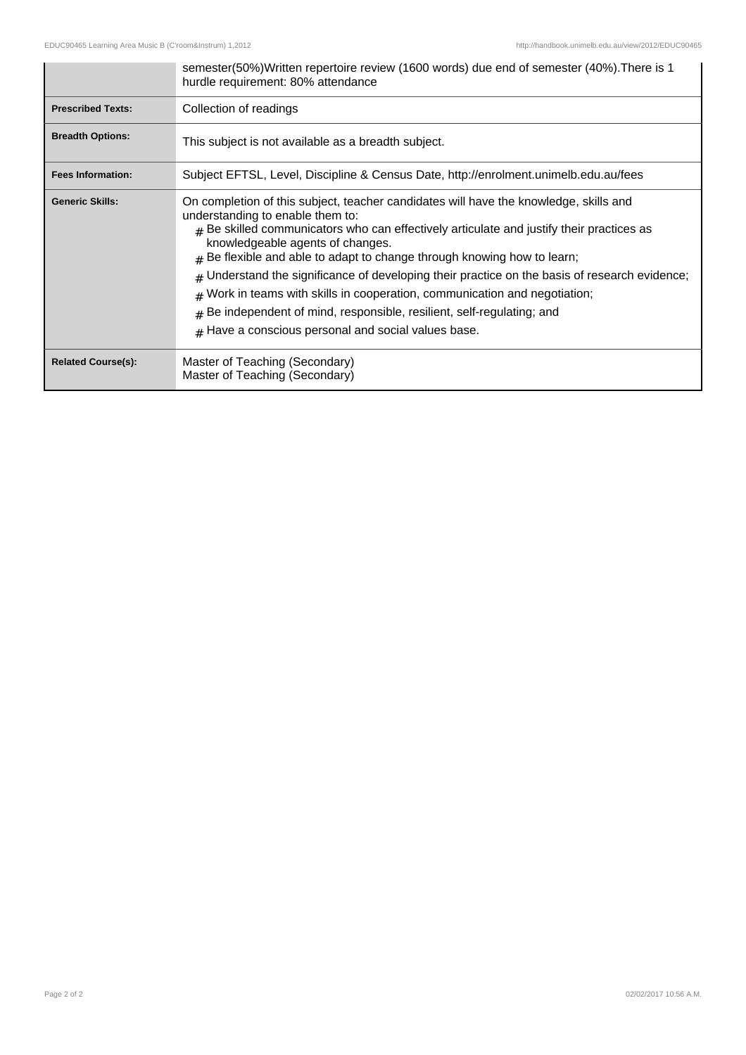| | |
|---|---|
| | semester(50%)Written repertoire review (1600 words) due end of semester (40%).There is 1 hurdle requirement: 80% attendance |
| **Prescribed Texts:** | Collection of readings |
| **Breadth Options:** | This subject is not available as a breadth subject. |
| **Fees Information:** | Subject EFTSL, Level, Discipline & Census Date, http://enrolment.unimelb.edu.au/fees |
| **Generic Skills:** | On completion of this subject, teacher candidates will have the knowledge, skills and understanding to enable them to:<br># Be skilled communicators who can effectively articulate and justify their practices as knowledgeable agents of changes.<br># Be flexible and able to adapt to change through knowing how to learn;<br># Understand the significance of developing their practice on the basis of research evidence;<br># Work in teams with skills in cooperation, communication and negotiation;<br># Be independent of mind, responsible, resilient, self-regulating; and<br># Have a conscious personal and social values base. |
| **Related Course(s):** | Master of Teaching (Secondary)<br>Master of Teaching (Secondary) |